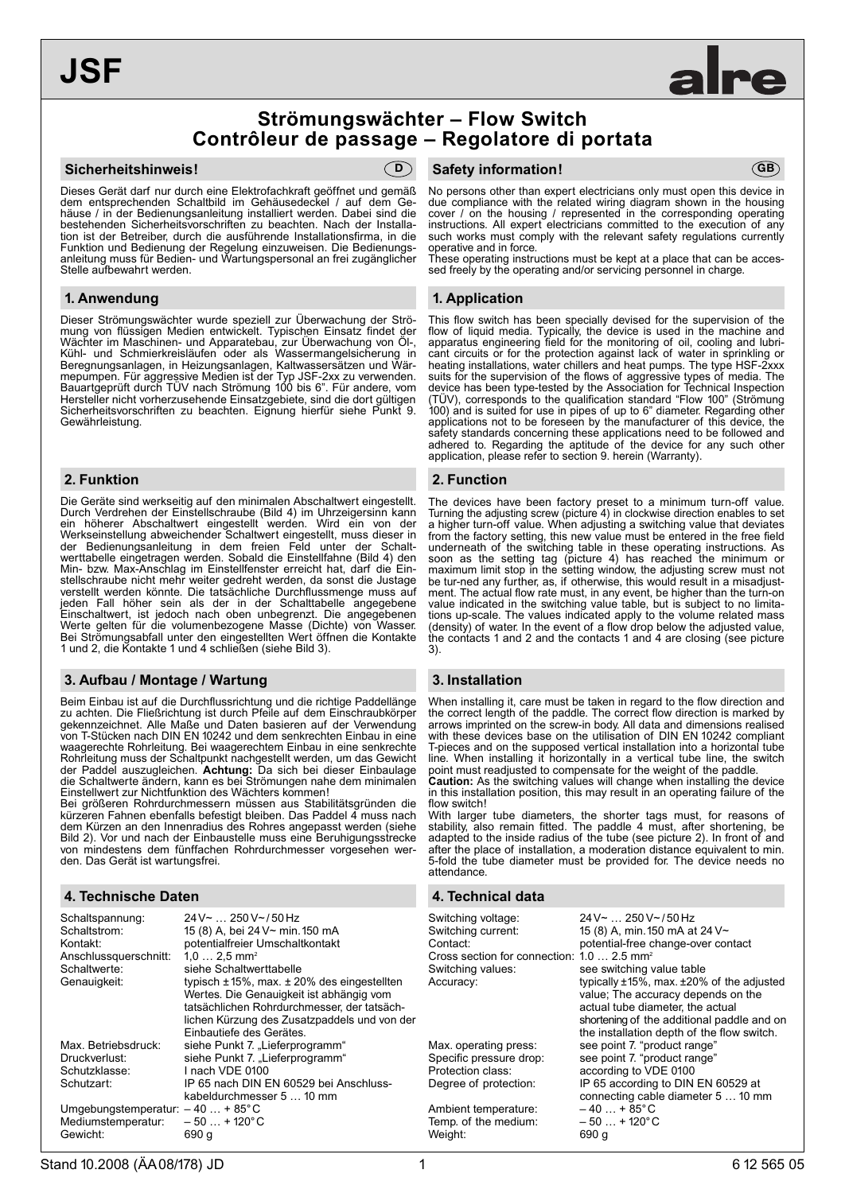# JSF

alre

## Strömungswächter – Flow Switch
## Contrôleur de passage – Regolatore di portata

### Sicherheitshinweis! (D)

Dieses Gerät darf nur durch eine Elektrofachkraft geöffnet und gemäß dem entsprechenden Schaltbild im Gehäusedeckel / auf dem Gehäuse / in der Bedienungsanleitung installiert werden. Dabei sind die bestehenden Sicherheitsvorschriften zu beachten. Nach der Installation ist der Betreiber, durch die ausführende Installationsfirma, in die Funktion und Bedienung der Regelung einzuweisen. Die Bedienungsanleitung muss für Bedien- und Wartungspersonal an frei zugänglicher Stelle aufbewahrt werden.

### 1. Anwendung

Dieser Strömungswächter wurde speziell zur Überwachung der Strömung von flüssigen Medien entwickelt. Typischen Einsatz findet der Wächter im Maschinen- und Apparatebau, zur Überwachung von Öl-, Kühl- und Schmierkreisläufen oder als Wassermangelsicherung in Beregnungsanlagen, in Heizungsanlagen, Kaltwassersätzen und Wärmepumpen. Für aggressive Medien ist der Typ JSF-2xx zu verwenden. Bauartgeprüft durch TÜV nach Strömung 100 bis 6". Für andere, vom Hersteller nicht vorherzusehende Einsatzgebiete, sind die dort gültigen Sicherheitsvorschriften zu beachten. Eignung hierfür siehe Punkt 9. Gewährleistung.

### 2. Funktion

Die Geräte sind werkseitig auf den minimalen Abschaltwert eingestellt. Durch Verdrehen der Einstellschraube (Bild 4) im Uhrzeigersinn kann ein höherer Abschaltwert eingestellt werden. Wird ein von der Werkseinstellung abweichender Schaltwert eingestellt, muss dieser in der Bedienungsanleitung in dem freien Feld unter der Schaltwerttabelle eingetragen werden. Sobald die Einstellfahne (Bild 4) den Min- bzw. Max-Anschlag im Einstellfenster erreicht hat, darf die Einstellschraube nicht mehr weiter gedreht werden, da sonst die Justage verstellt werden könnte. Die tatsächliche Durchflussmenge muss auf jeden Fall höher sein als der in der Schalttabelle angegebene Einschaltwert, ist jedoch nach oben unbegrenzt. Die angegebenen Werte gelten für die volumenbezogene Masse (Dichte) von Wasser. Bei Strömungsabfall unter den eingestellten Wert öffnen die Kontakte 1 und 2, die Kontakte 1 und 4 schließen (siehe Bild 3).

### 3. Aufbau / Montage / Wartung

Beim Einbau ist auf die Durchflussrichtung und die richtige Paddellänge zu achten. Die Fließrichtung ist durch Pfeile auf dem Einschraubkörper gekennzeichnet. Alle Maße und Daten basieren auf der Verwendung von T-Stücken nach DIN EN 10242 und dem senkrechten Einbau in eine waagerechte Rohrleitung. Bei waagerechtem Einbau in eine senkrechte Rohrleitung muss der Schaltpunkt nachgestellt werden, um das Gewicht der Paddel auszugleichen. **Achtung:** Da sich bei dieser Einbaulage die Schaltwerte ändern, kann es bei Strömungen nahe dem minimalen Einstellwert zur Nichtfunktion des Wächters kommen!

Bei größeren Rohrdurchmessern müssen aus Stabilitätsgründen die kürzeren Fahnen ebenfalls befestigt bleiben. Das Paddel 4 muss nach dem Kürzen an den Innenradius des Rohres angepasst werden (siehe Bild 2). Vor und nach der Einbaustelle muss eine Beruhigungsstrecke von mindestens dem fünffachen Rohrdurchmesser vorgesehen werden. Das Gerät ist wartungsfrei.

### 4. Technische Daten

| | |
|---|---|
| Schaltspannung: | 24 V~ … 250 V~ / 50 Hz |
| Schaltstrom: | 15 (8) A, bei 24 V~ min. 150 mA |
| Kontakt: | potentialfreier Umschaltkontakt |
| Anschlussquerschnitt: | 1,0 … 2,5 mm² |
| Schaltwerte: | siehe Schaltwerttabelle |
| Genauigkeit: | typisch ± 15%, max. ± 20% des eingestellten Wertes. Die Genauigkeit ist abhängig vom tatsächlichen Rohrdurchmesser, der tatsächlichen Kürzung des Zusatzpaddels und von der Einbautiefe des Gerätes. |
| Max. Betriebsdruck: | siehe Punkt 7. „Lieferprogramm" |
| Druckverlust: | siehe Punkt 7. „Lieferprogramm" |
| Schutzklasse: | I nach VDE 0100 |
| Schutzart: | IP 65 nach DIN EN 60529 bei Anschlusskabeldurchmesser 5 … 10 mm |
| Umgebungstemperatur: | – 40 … + 85° C |
| Mediumstemperatur: | – 50 … + 120° C |
| Gewicht: | 690 g |

### Safety information! (GB)

No persons other than expert electricians only must open this device in due compliance with the related wiring diagram shown in the housing cover / on the housing / represented in the corresponding operating instructions. All expert electricians committed to the execution of any such works must comply with the relevant safety regulations currently operative and in force.

These operating instructions must be kept at a place that can be accessed freely by the operating and/or servicing personnel in charge.

### 1. Application

This flow switch has been specially devised for the supervision of the flow of liquid media. Typically, the device is used in the machine and apparatus engineering field for the monitoring of oil, cooling and lubricant circuits or for the protection against lack of water in sprinkling or heating installations, water chillers and heat pumps. The type HSF-2xxx suits for the supervision of the flows of aggressive types of media. The device has been type-tested by the Association for Technical Inspection (TÜV), corresponds to the qualification standard "Flow 100" (Strömung 100) and is suited for use in pipes of up to 6" diameter. Regarding other applications not to be foreseen by the manufacturer of this device, the safety standards concerning these applications need to be followed and adhered to. Regarding the aptitude of the device for any such other application, please refer to section 9. herein (Warranty).

### 2. Function

The devices have been factory preset to a minimum turn-off value. Turning the adjusting screw (picture 4) in clockwise direction enables to set a higher turn-off value. When adjusting a switching value that deviates from the factory setting, this new value must be entered in the free field underneath of the switching table in these operating instructions. As soon as the setting tag (picture 4) has reached the minimum or maximum limit stop in the setting window, the adjusting screw must not be turned any further, as, if otherwise, this would result in a misadjustment. The actual flow rate must, in any event, be higher than the turn-on value indicated in the switching value table, but is subject to no limitations up-scale. The values indicated apply to the volume related mass (density) of water. In the event of a flow drop below the adjusted value, the contacts 1 and 2 and the contacts 1 and 4 are closing (see picture 3).

### 3. Installation

When installing it, care must be taken in regard to the flow direction and the correct length of the paddle. The correct flow direction is marked by arrows imprinted on the screw-in body. All data and dimensions realised with these devices base on the utilisation of DIN EN 10242 compliant T-pieces and on the supposed vertical installation into a horizontal tube line. When installing it horizontally in a vertical tube line, the switch point must readjusted to compensate for the weight of the paddle.

**Caution:** As the switching values will change when installing the device in this installation position, this may result in an operating failure of the flow switch!

With larger tube diameters, the shorter tags must, for reasons of stability, also remain fitted. The paddle 4 must, after shortening, be adapted to the inside radius of the tube (see picture 2). In front of and after the place of installation, a moderation distance equivalent to min. 5-fold the tube diameter must be provided for. The device needs no attendance.

### 4. Technical data

| | |
|---|---|
| Switching voltage: | 24 V~ … 250 V~ / 50 Hz |
| Switching current: | 15 (8) A, min. 150 mA at 24 V~ |
| Contact: | potential-free change-over contact |
| Cross section for connection: | 1.0 … 2.5 mm² |
| Switching values: | see switching value table |
| Accuracy: | typically ±15%, max. ±20% of the adjusted value; The accuracy depends on the actual tube diameter, the actual shortening of the additional paddle and on the installation depth of the flow switch. |
| Max. operating press: | see point 7. "product range" |
| Specific pressure drop: | see point 7. "product range" |
| Protection class: | according to VDE 0100 |
| Degree of protection: | IP 65 according to DIN EN 60529 at connecting cable diameter 5 … 10 mm |
| Ambient temperature: | – 40 … + 85° C |
| Temp. of the medium: | – 50 … + 120° C |
| Weight: | 690 g |

Stand 10.2008 (ÄA 08/178) JD — 6 12 565 05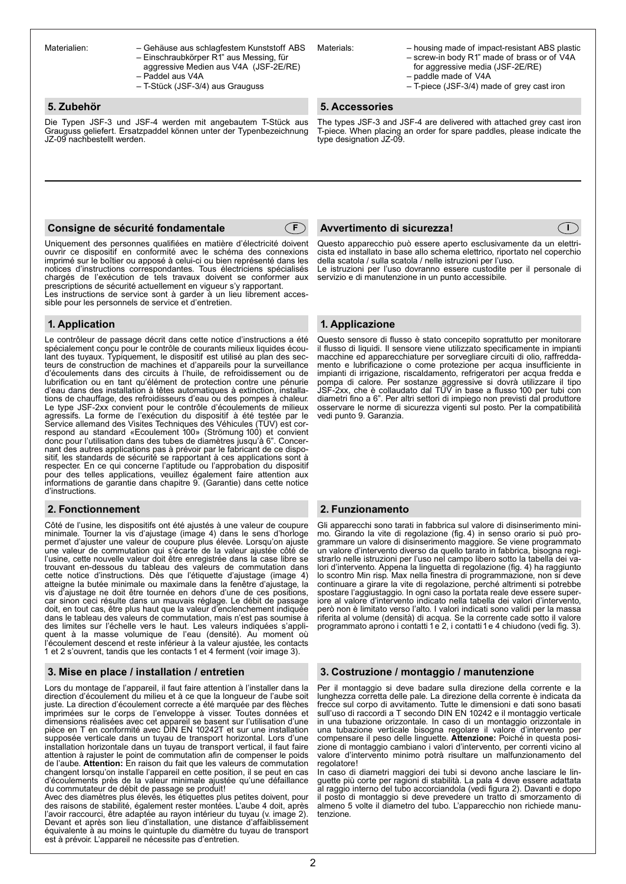Materialien:

- Gehäuse aus schlagfestem Kunststoff ABS
- Einschraubkörper R1" aus Messing, für aggressive Medien aus V4A (JSF-2E/RE)
- Paddel aus V4A
- T-Stück (JSF-3/4) aus Grauguss

## 5. Zubehör

Die Typen JSF-3 und JSF-4 werden mit angebautem T-Stück aus Grauguss geliefert. Ersatzpaddel können unter der Typenbezeichnung JZ-09 nachbestellt werden.

Materials:

- housing made of impact-resistant ABS plastic
- screw-in body R1" made of brass or of V4A for aggressive media (JSF-2E/RE)
- paddle made of V4A
- T-piece (JSF-3/4) made of grey cast iron

## 5. Accessories

The types JSF-3 and JSF-4 are delivered with attached grey cast iron T-piece. When placing an order for spare paddles, please indicate the type designation JZ-09.

## Consigne de sécurité fondamentale (F)

Uniquement des personnes qualifiées en matière d'électricité doivent ouvrir ce dispositif en conformité avec le schéma des connexions imprimé sur le boîtier ou apposé à celui-ci ou bien représenté dans les notices d'instructions correspondantes. Tous électriciens spécialisés chargés de l'exécution de tels travaux doivent se conformer aux prescriptions de sécurité actuellement en vigueur s'y rapportant.
Les instructions de service sont à garder à un lieu librement accessible pour les personnels de service et d'entretien.

## 1. Application

Le contrôleur de passage décrit dans cette notice d'instructions a été spécialement conçu pour le contrôle de courants milieux liquides écoulant des tuyaux. Typiquement, le dispositif est utilisé au plan des secteurs de construction de machines et d'appareils pour la surveillance d'écoulements dans des circuits à l'huile, de refroidissement ou de lubrification ou en tant qu'élément de protection contre une pénurie d'eau dans des installation à têtes automatiques à extinction, installations de chauffage, des refroidisseurs d'eau ou des pompes à chaleur. Le type JSF-2xx convient pour le contrôle d'écoulements de milieux agressifs. La forme de l'exécution du dispositif à été testée par le Service allemand des Visites Techniques des Véhicules (TÜV) est correspond au standard «Ecoulement 100» (Strömung 100) et convient donc pour l'utilisation dans des tubes de diamètres jusqu'à 6". Concernant des autres applications pas à prévoir par le fabricant de ce dispositif, les standards de sécurité se rapportant à ces applications sont à respecter. En ce qui concerne l'aptitude ou l'approbation du dispositif pour des telles applications, veuillez également faire attention aux informations de garantie dans chapitre 9. (Garantie) dans cette notice d'instructions.

## 2. Fonctionnement

Côté de l'usine, les dispositifs ont été ajustés à une valeur de coupure minimale. Tourner la vis d'ajustage (image 4) dans le sens d'horloge permet d'ajuster une valeur de coupure plus élevée. Lorsqu'on ajuste une valeur de commutation qui s'écarte de la valeur ajustée côté de l'usine, cette nouvelle valeur doit être enregistrée dans la case libre se trouvant en-dessous du tableau des valeurs de commutation dans cette notice d'instructions. Dès que l'étiquette d'ajustage (image 4) atteigne la butée minimale ou maximale dans la fenêtre d'ajustage, la vis d'ajustage ne doit être tournée en dehors d'une de ces positions, car sinon ceci résulte dans un mauvais réglage. Le débit de passage doit, en tout cas, être plus haut que la valeur d'enclenchement indiquée dans le tableau des valeurs de commutation, mais n'est pas soumise à des limites sur l'échelle vers le haut. Les valeurs indiquées s'appliquent à la masse volumique de l'eau (densité). Au moment où l'écoulement descend et reste inférieur à la valeur ajustée, les contacts 1 et 2 s'ouvrent, tandis que les contacts 1 et 4 ferment (voir image 3).

## 3. Mise en place / installation / entretien

Lors du montage de l'appareil, il faut faire attention à l'installer dans la direction d'écoulement du milieu et à ce que la longueur de l'aube soit juste. La direction d'écoulement correcte a été marquée par des flèches imprimées sur le corps de l'enveloppe à visser. Toutes données et dimensions réalisées avec cet appareil se basent sur l'utilisation d'une pièce en T en conformité avec DIN EN 10242T et sur une installation supposée verticale dans un tuyau de transport horizontal. Lors d'une installation horizontale dans un tuyau de transport vertical, il faut faire attention à rajuster le point de commutation afin de compenser le poids de l'aube. **Attention:** En raison du fait que les valeurs de commutation changent lorsqu'on installe l'appareil en cette position, il se peut en cas d'écoulements près de la valeur minimale ajustée qu'une défaillance du commutateur de débit de passage se produit!
Avec des diamètres plus élevés, les étiquettes plus petites doivent, pour des raisons de stabilité, également rester montées. L'aube 4 doit, après l'avoir raccourci, être adaptée au rayon intérieur du tuyau (v. image 2). Devant et après son lieu d'installation, une distance d'affaiblissement équivalente à au moins le quintuple du diamètre du tuyau de transport est à prévoir. L'appareil ne nécessite pas d'entretien.

## Avvertimento di sicurezza! (I)

Questo apparecchio può essere aperto esclusivamente da un elettricista ed installato in base allo schema elettrico, riportato nel coperchio della scatola / sulla scatola / nelle istruzioni per l'uso.
Le istruzioni per l'uso dovranno essere custodite per il personale di servizio e di manutenzione in un punto accessibile.

## 1. Applicazione

Questo sensore di flusso è stato concepito soprattutto per monitorare il flusso di liquidi. Il sensore viene utilizzato specificamente in impianti macchine ed apparecchiature per sorvegliare circuiti di olio, raffreddamento e lubrificazione o come protezione per acqua insufficiente in impianti di irrigazione, riscaldamento, refrigeratori per acqua fredda e pompa di calore. Per sostanze aggressive si dovrà utilizzare il tipo JSF-2xx, che è collaudato dal TÜV in base a flusso 100 per tubi con diametri fino a 6". Per altri settori di impiego non previsti dal produttore osservare le norme di sicurezza vigenti sul posto. Per la compatibilità vedi punto 9. Garanzia.

## 2. Funzionamento

Gli apparecchi sono tarati in fabbrica sul valore di disinserimento minimo. Girando la vite di regolazione (fig. 4) in senso orario si può programmare un valore di disinserimento maggiore. Se viene programmato un valore d'intervento diverso da quello tarato in fabbrica, bisogna registrarlo nelle istruzioni per l'uso nel campo libero sotto la tabella dei valori d'intervento. Appena la linguetta di regolazione (fig. 4) ha raggiunto lo scontro Min risp. Max nella finestra di programmazione, non si deve continuare a girare la vite di regolazione, perché altrimenti si potrebbe spostare l'aggiustaggio. In ogni caso la portata reale deve essere superiore al valore d'intervento indicato nella tabella dei valori d'intervento, però non è limitato verso l'alto. I valori indicati sono validi per la massa riferita al volume (densità) di acqua. Se la corrente cade sotto il valore programmato aprono i contatti 1 e 2, i contatti 1 e 4 chiudono (vedi fig. 3).

## 3. Costruzione / montaggio / manutenzione

Per il montaggio si deve badare sulla direzione della corrente e la lunghezza corretta delle pale. La direzione della corrente è indicata da frecce sul corpo di avvitamento. Tutte le dimensioni e dati sono basati sull'uso di raccordi a T secondo DIN EN 10242 e il montaggio verticale in una tubazione orizzontale. In caso di un montaggio orizzontale in una tubazione verticale bisogna regolare il valore d'intervento per compensare il peso delle linguette. **Attenzione:** Poiché in questa posizione di montaggio cambiano i valori d'intervento, per correnti vicino al valore d'intervento minimo potrà risultare un malfunzionamento del regolatore!
In caso di diametri maggiori dei tubi si devono anche lasciare le linguette più corte per ragioni di stabilità. La pala 4 deve essere adattata al raggio interno del tubo accorciandola (vedi figura 2). Davanti e dopo il posto di montaggio si deve prevedere un tratto di smorzamento di almeno 5 volte il diametro del tubo. L'apparecchio non richiede manutenzione.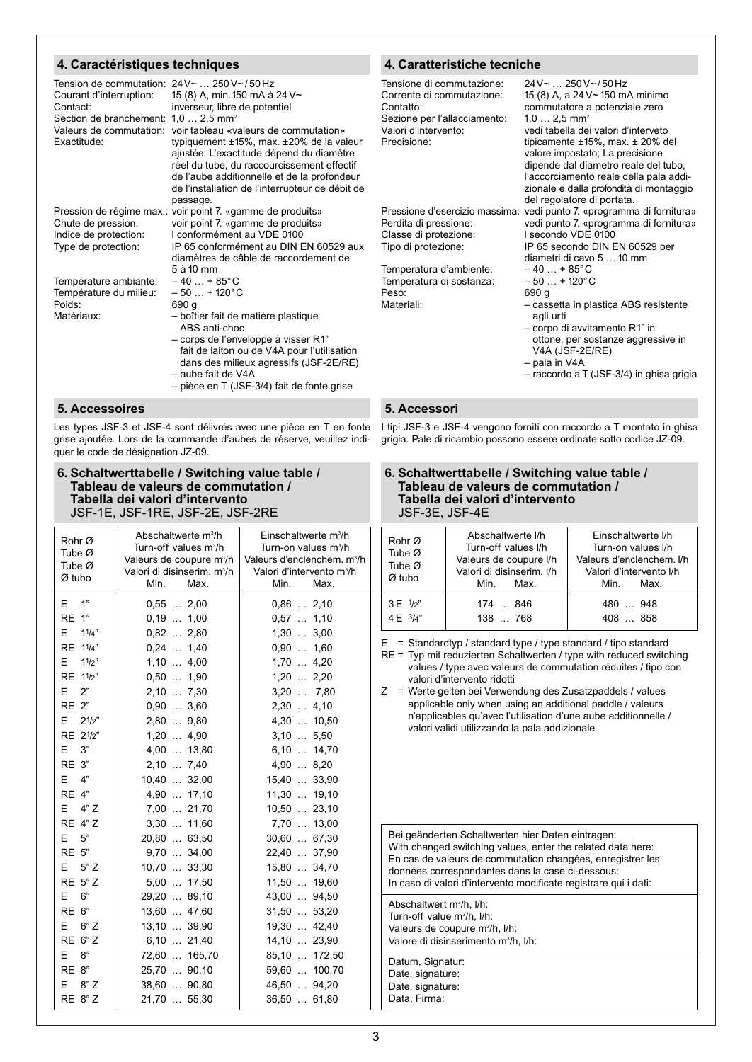## 4. Caractéristiques techniques

Tension de commutation: 24 V~ … 250 V~ / 50 Hz
Courant d'interruption: 15 (8) A, min. 150 mA à 24 V~
Contact: inverseur, libre de potentiel
Section de branchement: 1,0 … 2,5 mm²
Valeurs de commutation: voir tableau «valeurs de commutation»
Exactitude: typiquement ±15%, max. ±20% de la valeur ajustée; L'exactitude dépend du diamètre réel du tube, du raccourcissement effectif de l'aube additionnelle et de la profondeur de l'installation de l'interrupteur de débit de passage.
Pression de régime max.: voir point 7. «gamme de produits»
Chute de pression: voir point 7. «gamme de produits»
Indice de protection: I conformément au VDE 0100
Type de protection: IP 65 conformément au DIN EN 60529 aux diamètres de câble de raccordement de 5 à 10 mm
Température ambiante: – 40 … + 85° C
Température du milieu: – 50 … + 120° C
Poids: 690 g
Matériaux:
- boîtier fait de matière plastique ABS anti-choc
- corps de l'enveloppe à visser R1" fait de laiton ou de V4A pour l'utilisation dans des milieux agressifs (JSF-2E/RE)
- aube fait de V4A
- pièce en T (JSF-3/4) fait de fonte grise

## 4. Caratteristiche tecniche

Tensione di commutazione: 24 V~ … 250 V~ / 50 Hz
Corrente di commutazione: 15 (8) A, a 24 V~ 150 mA minimo
Contatto: commutatore a potenziale zero
Sezione per l'allacciamento: 1,0 … 2,5 mm²
Valori d'intervento: vedi tabella dei valori d'interveto
Precisione: tipicamente ±15%, max. ± 20% del valore impostato; La precisione dipende dal diametro reale del tubo, l'accorciamento reale della pala addizionale e dalla profondità di montaggio del regolatore di portata.
Pressione d'esercizio massima: vedi punto 7. «programma di fornitura»
Perdita di pressione: vedi punto 7. «programma di fornitura»
Classe di protezione: I secondo VDE 0100
Tipo di protezione: IP 65 secondo DIN EN 60529 per diametri di cavo 5 … 10 mm
Temperatura d'ambiente: – 40 … + 85° C
Temperatura di sostanza: – 50 … + 120° C
Peso: 690 g
Materiali:
- cassetta in plastica ABS resistente agli urti
- corpo di avvitamento R1" in ottone, per sostanze aggressive in V4A (JSF-2E/RE)
- pala in V4A
- raccordo a T (JSF-3/4) in ghisa grigia

## 5. Accessoires

Les types JSF-3 et JSF-4 sont délivrés avec une pièce en T en fonte grise ajoutée. Lors de la commande d'aubes de réserve, veuillez indiquer le code de désignation JZ-09.

## 5. Accessori

I tipi JSF-3 e JSF-4 vengono forniti con raccordo a T montato in ghisa grigia. Pale di ricambio possono essere ordinate sotto codice JZ-09.

## 6. Schaltwerttabelle / Switching value table / Tableau de valeurs de commutation / Tabella dei valori d'intervento
JSF-1E, JSF-1RE, JSF-2E, JSF-2RE

| Rohr Ø / Tube Ø / Tube Ø / Ø tubo | Abschaltwerte m³/h / Turn-off values m³/h / Valeurs de coupure m³/h / Valori di disinserim. m³/h Min. … Max. | Einschaltwerte m³/h / Turn-on values m³/h / Valeurs d'enclenchem. m³/h / Valori d'intervento m³/h Min. … Max. |
|---|---|---|
| E 1" | 0,55 … 2,00 | 0,86 … 2,10 |
| RE 1" | 0,19 … 1,00 | 0,57 … 1,10 |
| E 1¼" | 0,82 … 2,80 | 1,30 … 3,00 |
| RE 1¼" | 0,24 … 1,40 | 0,90 … 1,60 |
| E 1½" | 1,10 … 4,00 | 1,70 … 4,20 |
| RE 1½" | 0,50 … 1,90 | 1,20 … 2,20 |
| E 2" | 2,10 … 7,30 | 3,20 … 7,80 |
| RE 2" | 0,90 … 3,60 | 2,30 … 4,10 |
| E 2½" | 2,80 … 9,80 | 4,30 … 10,50 |
| RE 2½" | 1,20 … 4,90 | 3,10 … 5,50 |
| E 3" | 4,00 … 13,80 | 6,10 … 14,70 |
| RE 3" | 2,10 … 7,40 | 4,90 … 8,20 |
| E 4" | 10,40 … 32,00 | 15,40 … 33,90 |
| RE 4" | 4,90 … 17,10 | 11,30 … 19,10 |
| E 4" Z | 7,00 … 21,70 | 10,50 … 23,10 |
| RE 4" Z | 3,30 … 11,60 | 7,70 … 13,00 |
| E 5" | 20,80 … 63,50 | 30,60 … 67,30 |
| RE 5" | 9,70 … 34,00 | 22,40 … 37,90 |
| E 5" Z | 10,70 … 33,30 | 15,80 … 34,70 |
| RE 5" Z | 5,00 … 17,50 | 11,50 … 19,60 |
| E 6" | 29,20 … 89,10 | 43,00 … 94,50 |
| RE 6" | 13,60 … 47,60 | 31,50 … 53,20 |
| E 6" Z | 13,10 … 39,90 | 19,30 … 42,40 |
| RE 6" Z | 6,10 … 21,40 | 14,10 … 23,90 |
| E 8" | 72,60 … 165,70 | 85,10 … 172,50 |
| RE 8" | 25,70 … 90,10 | 59,60 … 100,70 |
| E 8" Z | 38,60 … 90,80 | 46,50 … 94,20 |
| RE 8" Z | 21,70 … 55,30 | 36,50 … 61,80 |

## 6. Schaltwerttabelle / Switching value table / Tableau de valeurs de commutation / Tabella dei valori d'intervento
JSF-3E, JSF-4E

| Rohr Ø / Tube Ø / Tube Ø / Ø tubo | Abschaltwerte l/h / Turn-off values l/h / Valeurs de coupure l/h / Valori di disinserim. l/h Min. … Max. | Einschaltwerte l/h / Turn-on values l/h / Valeurs d'enclenchem. l/h / Valori d'intervento l/h Min. … Max. |
|---|---|---|
| 3 E ½" | 174 … 846 | 480 … 948 |
| 4 E ¾" | 138 … 768 | 408 … 858 |

E = Standardtyp / standard type / type standard / tipo standard
RE = Typ mit reduzierten Schaltwerten / type with reduced switching values / type avec valeurs de commutation réduites / tipo con valori d'intervento ridotti
Z = Werte gelten bei Verwendung des Zusatzpaddels / values applicable only when using an additional paddle / valeurs n'applicables qu'avec l'utilisation d'une aube additionnelle / valori validi utilizzando la pala addizionale

| Bei geänderten Schaltwerten hier Daten eintragen: With changed switching values, enter the related data here: En cas de valeurs de commutation changées, enregistrer les données correspondantes dans la case ci-dessous: In caso di valori d'intervento modificate registrare qui i dati: |
|---|
| Abschaltwert m³/h, l/h: Turn-off value m³/h, l/h: Valeurs de coupure m³/h, l/h: Valore di disinserimento m³/h, l/h: |
| Datum, Signatur: Date, signature: Date, signature: Data, Firma: |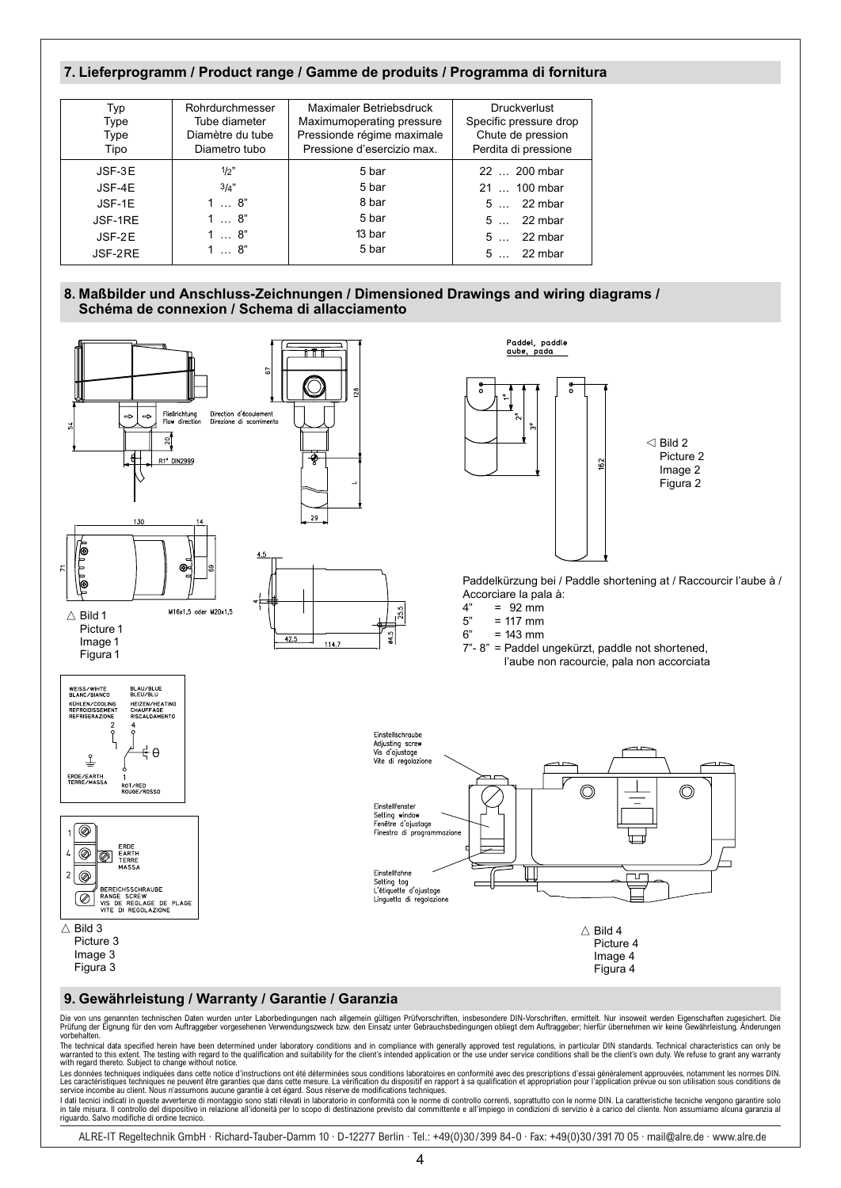## 7. Lieferprogramm / Product range / Gamme de produits / Programma di fornitura

| Typ<br>Type<br>Type<br>Tipo | Rohrdurchmesser<br>Tube diameter<br>Diamètre du tube<br>Diametro tubo | Maximaler Betriebsdruck<br>Maximumoperating pressure<br>Pressionde régime maximale<br>Pressione d'esercizio max. | Druckverlust<br>Specific pressure drop<br>Chute de pression<br>Perdita di pressione |
|---|---|---|---|
| JSF-3E | 1/2" | 5 bar | 22 … 200 mbar |
| JSF-4E | 3/4" | 5 bar | 21 … 100 mbar |
| JSF-1E | 1 … 8" | 8 bar | 5 … 22 mbar |
| JSF-1RE | 1 … 8" | 5 bar | 5 … 22 mbar |
| JSF-2E | 1 … 8" | 13 bar | 5 … 22 mbar |
| JSF-2RE | 1 … 8" | 5 bar | 5 … 22 mbar |

## 8. Maßbilder und Anschluss-Zeichnungen / Dimensioned Drawings and wiring diagrams / Schéma de connexion / Schema di allacciamento

Fließrichtung
Flow direction
Direction d'écoulement
Direzione di scorrimento

R1" DIN2999

M16x1,5 oder M20x1,5

△ Bild 1
Picture 1
Image 1
Figura 1

Paddel, paddle
aube, pada

◁ Bild 2
Picture 2
Image 2
Figura 2

Paddelkürzung bei / Paddle shortening at / Raccourcir l'aube à / Accorciare la pala à:

4" = 92 mm
5" = 117 mm
6" = 143 mm
7"- 8" = Paddel ungekürzt, paddle not shortened, l'aube non racourcie, pala non accorciata

WEISS/WHITE BLANC/BIANCO
KÜHLEN/COOLING REFROIDISSEMENT REFRIGERAZIONE
BLAU/BLUE BLEU/BLU
HEIZEN/HEATING CHAUFFAGE RISCALDAMENTO
ERDE/EARTH TERRE/MASSA
ROT/RED ROUGE/ROSSO

ERDE EARTH TERRE MASSA
BEREICHSSCHRAUBE RANGE SCREW VIS DE REGLAGE DE PLAGE VITE DI REGOLAZIONE

△ Bild 3
Picture 3
Image 3
Figura 3

Einstellschraube
Adjusting screw
Vis d'ajustage
Vite di regolazione

Einstellfenster
Setting window
Fenêtre d'ajustage
Finestra di programmazione

Einstellfahne
Setting tag
L'étiquette d'ajustage
Linguetta di regolazione

△ Bild 4
Picture 4
Image 4
Figura 4

## 9. Gewährleistung / Warranty / Garantie / Garanzia

Die von uns genannten technischen Daten wurden unter Laborbedingungen nach allgemein gültigen Prüfvorschriften, insbesondere DIN-Vorschriften, ermittelt. Nur insoweit werden Eigenschaften zugesichert. Die Prüfung der Eignung für den vom Auftraggeber vorgesehenen Verwendungszweck bzw. den Einsatz unter Gebrauchsbedingungen obliegt dem Auftraggeber; hierfür übernehmen wir keine Gewährleistung. Änderungen vorbehalten.

The technical data specified herein have been determined under laboratory conditions and in compliance with generally approved test regulations, in particular DIN standards. Technical characteristics can only be warranted to this extent. The testing with regard to the qualification and suitability for the client's intended application or the use under service conditions shall be the client's own duty. We refuse to grant any warranty with regard thereto. Subject to change without notice.

Les données techniques indiquées dans cette notice d'instructions ont été déterminées sous conditions laboratoires en conformité avec des prescriptions d'essai généralement approuvées, notamment les normes DIN. Les caractéristiques techniques ne peuvent être garanties que dans cette mesure. La vérification du dispositif en rapport à sa qualification et appropriation pour l'application prévue ou son utilisation sous conditions de service incombe au client. Nous n'assumons aucune garantie à cet égard. Sous réserve de modifications techniques.

I dati tecnici indicati in queste avvertenze di montaggio sono stati rilevati in laboratorio in conformità con le norme di controllo correnti, soprattutto con le norme DIN. La caratteristiche tecniche vengono garantire solo in tale misura. Il controllo del dispositivo in relazione all'idoneità per lo scopo di destinazione previsto dal committente e all'impiego in condizioni di servizio è a carico del cliente. Non assumiamo alcuna garanzia al riguardo. Salvo modifiche di ordine tecnico.

ALRE-IT Regeltechnik GmbH · Richard-Tauber-Damm 10 · D-12277 Berlin · Tel.: +49(0)30/399 84-0 · Fax: +49(0)30/391 70 05 · mail@alre.de · www.alre.de